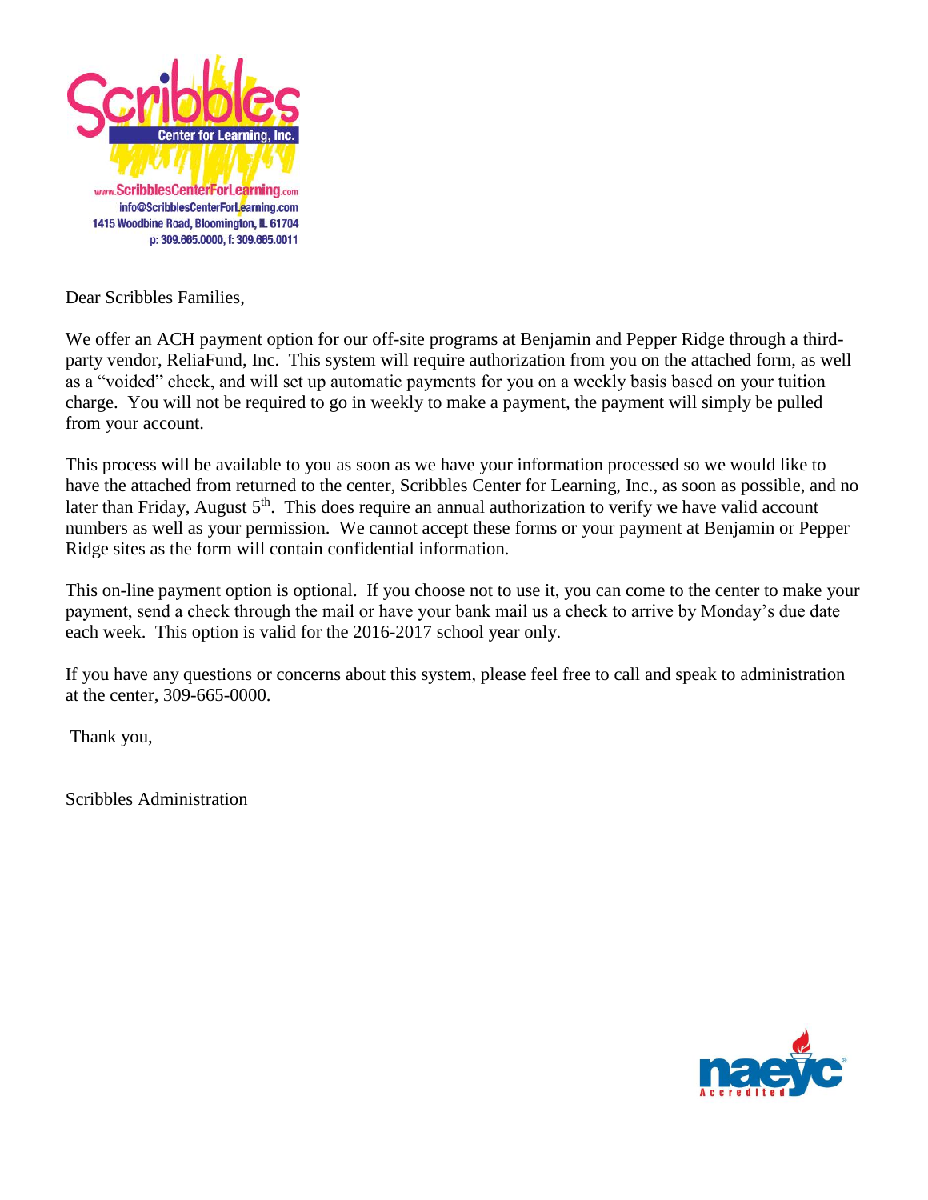Scribbles Center for Learning, Inc.

www.ScribblesCenterForLearning.com
info@ScribblesCenterForLearning.com
1415 Woodbine Road, Bloomington, IL 61704
p: 309.665.0000, f: 309.665.0011

Dear Scribbles Families,

We offer an ACH payment option for our off-site programs at Benjamin and Pepper Ridge through a third-party vendor, ReliaFund, Inc. This system will require authorization from you on the attached form, as well as a "voided" check, and will set up automatic payments for you on a weekly basis based on your tuition charge. You will not be required to go in weekly to make a payment, the payment will simply be pulled from your account.

This process will be available to you as soon as we have your information processed so we would like to have the attached from returned to the center, Scribbles Center for Learning, Inc., as soon as possible, and no later than Friday, August 5th. This does require an annual authorization to verify we have valid account numbers as well as your permission. We cannot accept these forms or your payment at Benjamin or Pepper Ridge sites as the form will contain confidential information.

This on-line payment option is optional. If you choose not to use it, you can come to the center to make your payment, send a check through the mail or have your bank mail us a check to arrive by Monday's due date each week. This option is valid for the 2016-2017 school year only.

If you have any questions or concerns about this system, please feel free to call and speak to administration at the center, 309-665-0000.

Thank you,

Scribbles Administration

naeyc Accredited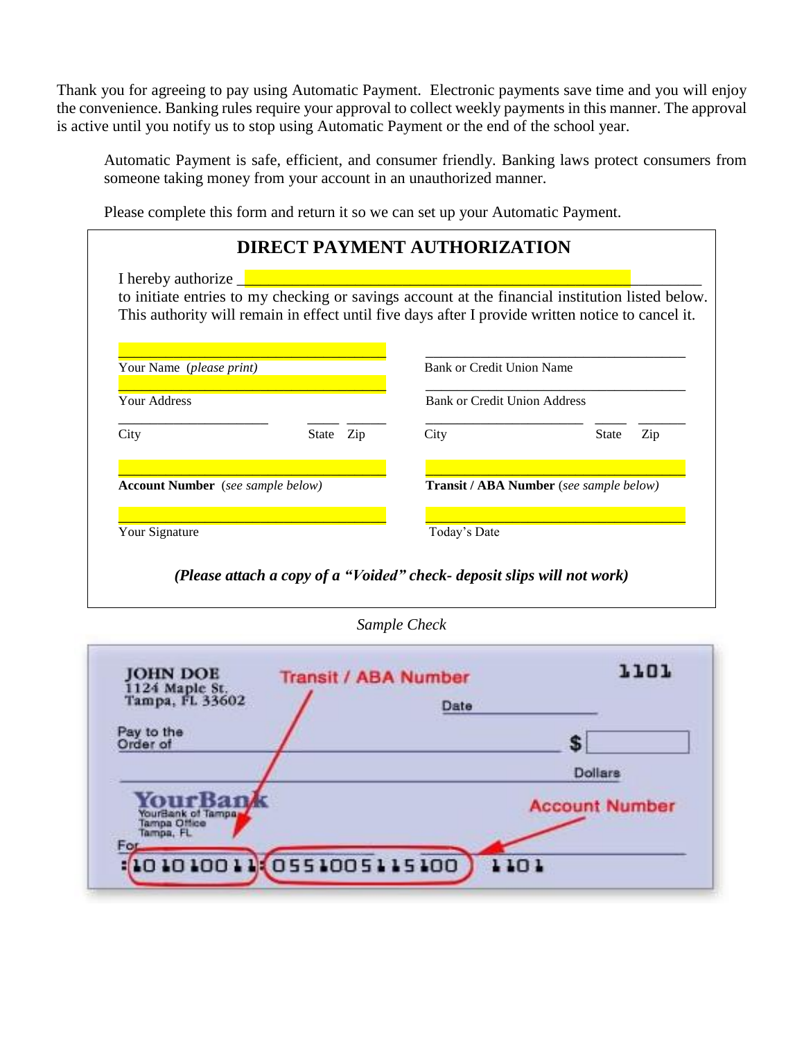Thank you for agreeing to pay using Automatic Payment. Electronic payments save time and you will enjoy the convenience. Banking rules require your approval to collect weekly payments in this manner. The approval is active until you notify us to stop using Automatic Payment or the end of the school year.

Automatic Payment is safe, efficient, and consumer friendly. Banking laws protect consumers from someone taking money from your account in an unauthorized manner.

Please complete this form and return it so we can set up your Automatic Payment.

## DIRECT PAYMENT AUTHORIZATION

I hereby authorize ______________________________ to initiate entries to my checking or savings account at the financial institution listed below. This authority will remain in effect until five days after I provide written notice to cancel it.

| | |
|---|---|
| Your Name *(please print)* | Bank or Credit Union Name |
| Your Address | Bank or Credit Union Address |
| City State Zip | City State Zip |
| **Account Number** *(see sample below)* | **Transit / ABA Number** *(see sample below)* |
| Your Signature | Today's Date |

***(Please attach a copy of a "Voided" check- deposit slips will not work)***

*Sample Check*

JOHN DOE
1124 Maple St.
Tampa, FL 33602

1101

Transit / ABA Number

Date

Pay to the Order of

$

Dollars

YourBank
YourBank of Tampa
Tampa Office
Tampa, FL

Account Number

For

:101010011: 0551005115100 1101